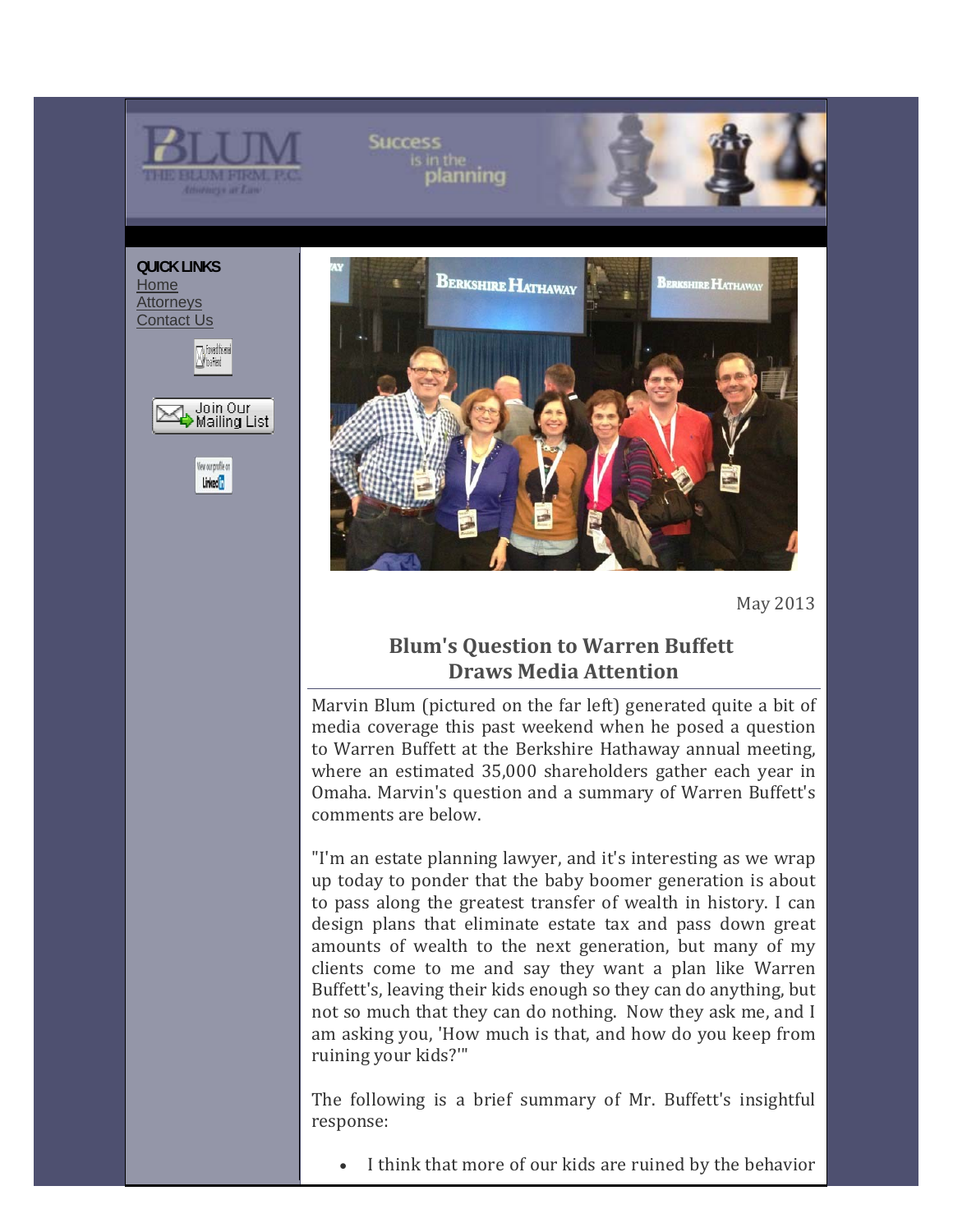QUICK LINKS
[Home](#)
[Attorneys](#)
[Contact Us](#)

May 2013

## Blum's Question to Warren Buffett Draws Media Attention

Marvin Blum (pictured on the far left) generated quite a bit of media coverage this past weekend when he posed a question to Warren Buffett at the Berkshire Hathaway annual meeting, where an estimated 35,000 shareholders gather each year in Omaha. Marvin's question and a summary of Warren Buffett's comments are below.

"I'm an estate planning lawyer, and it's interesting as we wrap up today to ponder that the baby boomer generation is about to pass along the greatest transfer of wealth in history. I can design plans that eliminate estate tax and pass down great amounts of wealth to the next generation, but many of my clients come to me and say they want a plan like Warren Buffett's, leaving their kids enough so they can do anything, but not so much that they can do nothing. Now they ask me, and I am asking you, 'How much is that, and how do you keep from ruining your kids?'"

The following is a brief summary of Mr. Buffett's insightful response:

- I think that more of our kids are ruined by the behavior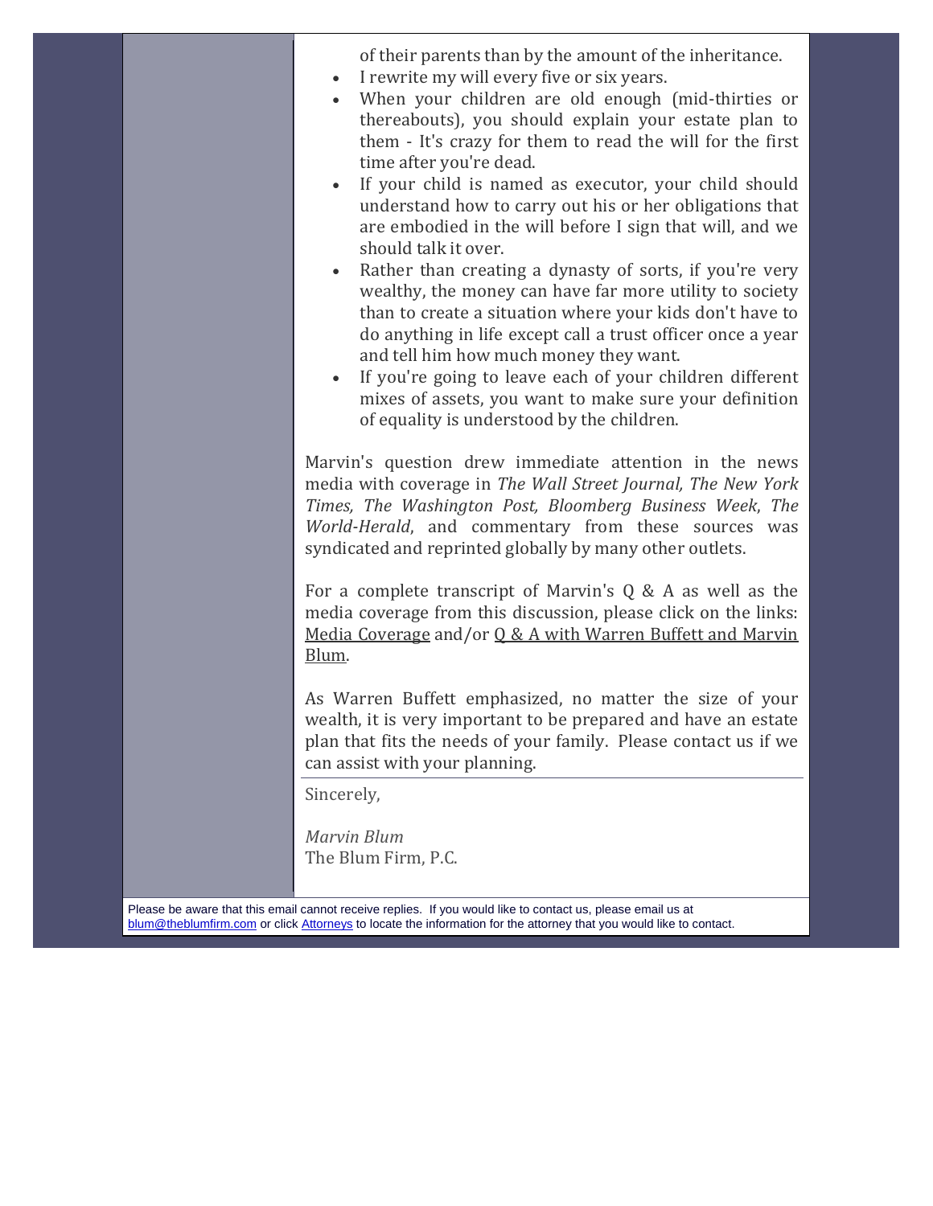of their parents than by the amount of the inheritance.

- I rewrite my will every five or six years.
- When your children are old enough (mid-thirties or thereabouts), you should explain your estate plan to them - It's crazy for them to read the will for the first time after you're dead.
- If your child is named as executor, your child should understand how to carry out his or her obligations that are embodied in the will before I sign that will, and we should talk it over.
- Rather than creating a dynasty of sorts, if you're very wealthy, the money can have far more utility to society than to create a situation where your kids don't have to do anything in life except call a trust officer once a year and tell him how much money they want.
- If you're going to leave each of your children different mixes of assets, you want to make sure your definition of equality is understood by the children.

Marvin's question drew immediate attention in the news media with coverage in *The Wall Street Journal, The New York Times, The Washington Post, Bloomberg Business Week*, *The World-Herald*, and commentary from these sources was syndicated and reprinted globally by many other outlets.

For a complete transcript of Marvin's Q & A as well as the media coverage from this discussion, please click on the links: Media Coverage and/or Q & A with Warren Buffett and Marvin Blum.

As Warren Buffett emphasized, no matter the size of your wealth, it is very important to be prepared and have an estate plan that fits the needs of your family. Please contact us if we can assist with your planning.

Sincerely,

*Marvin Blum*
The Blum Firm, P.C.

Please be aware that this email cannot receive replies. If you would like to contact us, please email us at blum@theblumfirm.com or click Attorneys to locate the information for the attorney that you would like to contact.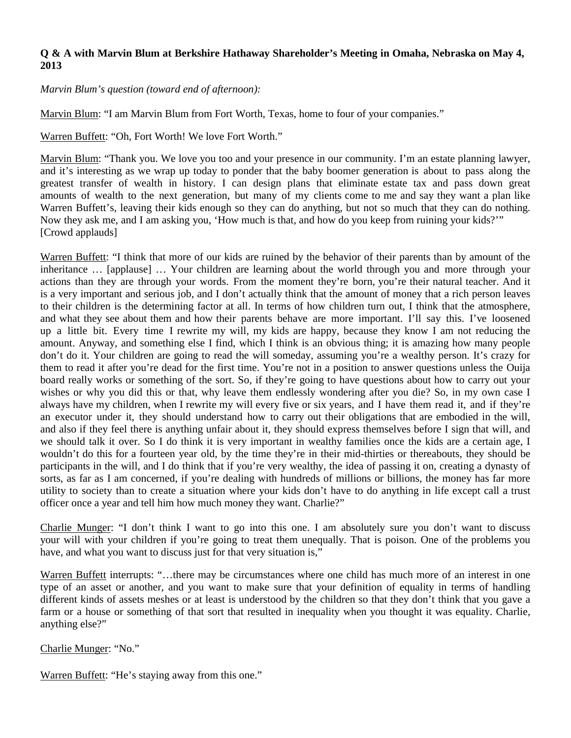**Q & A with Marvin Blum at Berkshire Hathaway Shareholder's Meeting in Omaha, Nebraska on May 4, 2013**

*Marvin Blum's question (toward end of afternoon):*

<u>Marvin Blum</u>: "I am Marvin Blum from Fort Worth, Texas, home to four of your companies."

<u>Warren Buffett</u>: "Oh, Fort Worth! We love Fort Worth."

<u>Marvin Blum</u>: "Thank you. We love you too and your presence in our community. I'm an estate planning lawyer, and it's interesting as we wrap up today to ponder that the baby boomer generation is about to pass along the greatest transfer of wealth in history. I can design plans that eliminate estate tax and pass down great amounts of wealth to the next generation, but many of my clients come to me and say they want a plan like Warren Buffett's, leaving their kids enough so they can do anything, but not so much that they can do nothing. Now they ask me, and I am asking you, 'How much is that, and how do you keep from ruining your kids?'"
[Crowd applauds]

<u>Warren Buffett</u>: "I think that more of our kids are ruined by the behavior of their parents than by amount of the inheritance … [applause] … Your children are learning about the world through you and more through your actions than they are through your words. From the moment they're born, you're their natural teacher. And it is a very important and serious job, and I don't actually think that the amount of money that a rich person leaves to their children is the determining factor at all. In terms of how children turn out, I think that the atmosphere, and what they see about them and how their parents behave are more important. I'll say this. I've loosened up a little bit. Every time I rewrite my will, my kids are happy, because they know I am not reducing the amount. Anyway, and something else I find, which I think is an obvious thing; it is amazing how many people don't do it. Your children are going to read the will someday, assuming you're a wealthy person. It's crazy for them to read it after you're dead for the first time. You're not in a position to answer questions unless the Ouija board really works or something of the sort. So, if they're going to have questions about how to carry out your wishes or why you did this or that, why leave them endlessly wondering after you die? So, in my own case I always have my children, when I rewrite my will every five or six years, and I have them read it, and if they're an executor under it, they should understand how to carry out their obligations that are embodied in the will, and also if they feel there is anything unfair about it, they should express themselves before I sign that will, and we should talk it over. So I do think it is very important in wealthy families once the kids are a certain age, I wouldn't do this for a fourteen year old, by the time they're in their mid-thirties or thereabouts, they should be participants in the will, and I do think that if you're very wealthy, the idea of passing it on, creating a dynasty of sorts, as far as I am concerned, if you're dealing with hundreds of millions or billions, the money has far more utility to society than to create a situation where your kids don't have to do anything in life except call a trust officer once a year and tell him how much money they want. Charlie?"

<u>Charlie Munger</u>: "I don't think I want to go into this one. I am absolutely sure you don't want to discuss your will with your children if you're going to treat them unequally. That is poison. One of the problems you have, and what you want to discuss just for that very situation is,"

<u>Warren Buffett</u> interrupts: "…there may be circumstances where one child has much more of an interest in one type of an asset or another, and you want to make sure that your definition of equality in terms of handling different kinds of assets meshes or at least is understood by the children so that they don't think that you gave a farm or a house or something of that sort that resulted in inequality when you thought it was equality. Charlie, anything else?"

<u>Charlie Munger</u>: "No."

<u>Warren Buffett</u>: "He's staying away from this one."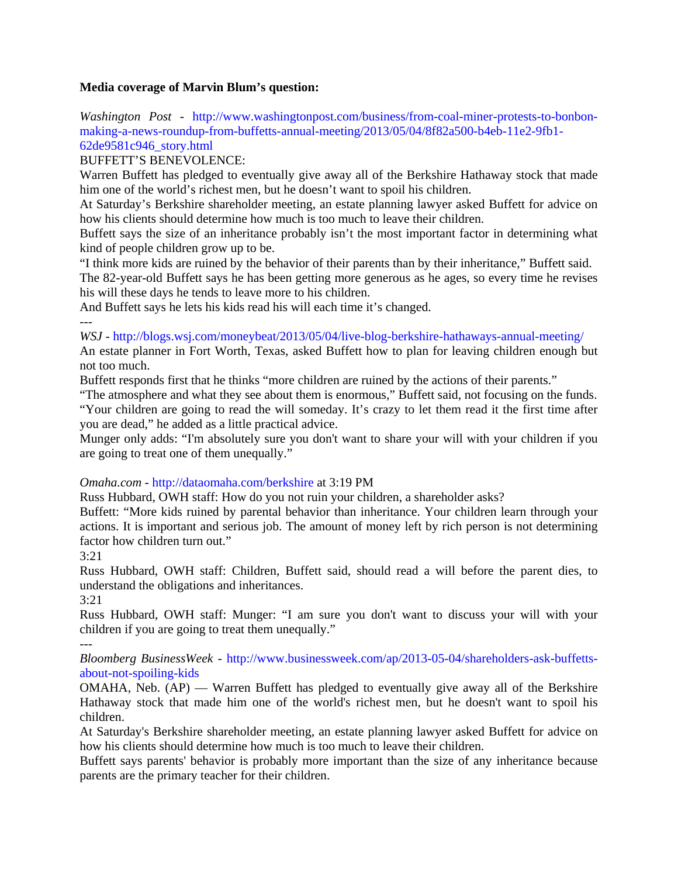**Media coverage of Marvin Blum's question:**

*Washington Post* - http://www.washingtonpost.com/business/from-coal-miner-protests-to-bonbon-making-a-news-roundup-from-buffetts-annual-meeting/2013/05/04/8f82a500-b4eb-11e2-9fb1-62de9581c946_story.html

BUFFETT'S BENEVOLENCE:

Warren Buffett has pledged to eventually give away all of the Berkshire Hathaway stock that made him one of the world's richest men, but he doesn't want to spoil his children.

At Saturday's Berkshire shareholder meeting, an estate planning lawyer asked Buffett for advice on how his clients should determine how much is too much to leave their children.

Buffett says the size of an inheritance probably isn't the most important factor in determining what kind of people children grow up to be.

"I think more kids are ruined by the behavior of their parents than by their inheritance," Buffett said.

The 82-year-old Buffett says he has been getting more generous as he ages, so every time he revises his will these days he tends to leave more to his children.

And Buffett says he lets his kids read his will each time it's changed.

---

*WSJ* - http://blogs.wsj.com/moneybeat/2013/05/04/live-blog-berkshire-hathaways-annual-meeting/

An estate planner in Fort Worth, Texas, asked Buffett how to plan for leaving children enough but not too much.

Buffett responds first that he thinks "more children are ruined by the actions of their parents."

"The atmosphere and what they see about them is enormous," Buffett said, not focusing on the funds.

"Your children are going to read the will someday. It's crazy to let them read it the first time after you are dead," he added as a little practical advice.

Munger only adds: "I'm absolutely sure you don't want to share your will with your children if you are going to treat one of them unequally."

*Omaha.com* - http://dataomaha.com/berkshire at 3:19 PM

Russ Hubbard, OWH staff: How do you not ruin your children, a shareholder asks?

Buffett: "More kids ruined by parental behavior than inheritance. Your children learn through your actions. It is important and serious job. The amount of money left by rich person is not determining factor how children turn out."

3:21

Russ Hubbard, OWH staff: Children, Buffett said, should read a will before the parent dies, to understand the obligations and inheritances.

3:21

Russ Hubbard, OWH staff: Munger: "I am sure you don't want to discuss your will with your children if you are going to treat them unequally."

---

*Bloomberg BusinessWeek* - http://www.businessweek.com/ap/2013-05-04/shareholders-ask-buffetts-about-not-spoiling-kids

OMAHA, Neb. (AP) — Warren Buffett has pledged to eventually give away all of the Berkshire Hathaway stock that made him one of the world's richest men, but he doesn't want to spoil his children.

At Saturday's Berkshire shareholder meeting, an estate planning lawyer asked Buffett for advice on how his clients should determine how much is too much to leave their children.

Buffett says parents' behavior is probably more important than the size of any inheritance because parents are the primary teacher for their children.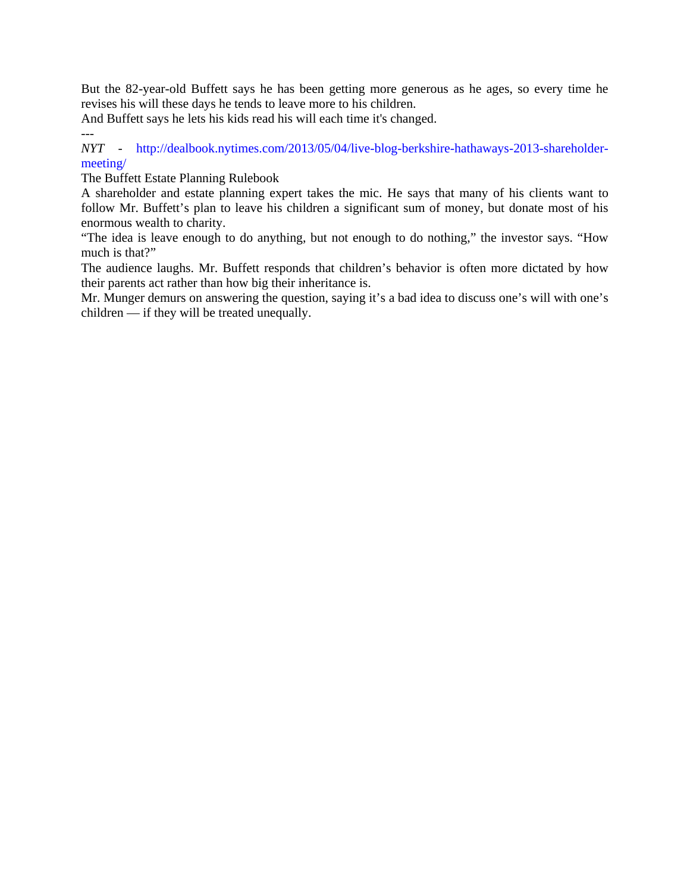But the 82-year-old Buffett says he has been getting more generous as he ages, so every time he revises his will these days he tends to leave more to his children.

And Buffett says he lets his kids read his will each time it's changed.

---

*NYT* - http://dealbook.nytimes.com/2013/05/04/live-blog-berkshire-hathaways-2013-shareholder-meeting/

The Buffett Estate Planning Rulebook

A shareholder and estate planning expert takes the mic. He says that many of his clients want to follow Mr. Buffett's plan to leave his children a significant sum of money, but donate most of his enormous wealth to charity.

"The idea is leave enough to do anything, but not enough to do nothing," the investor says. "How much is that?"

The audience laughs. Mr. Buffett responds that children's behavior is often more dictated by how their parents act rather than how big their inheritance is.

Mr. Munger demurs on answering the question, saying it's a bad idea to discuss one's will with one's children — if they will be treated unequally.